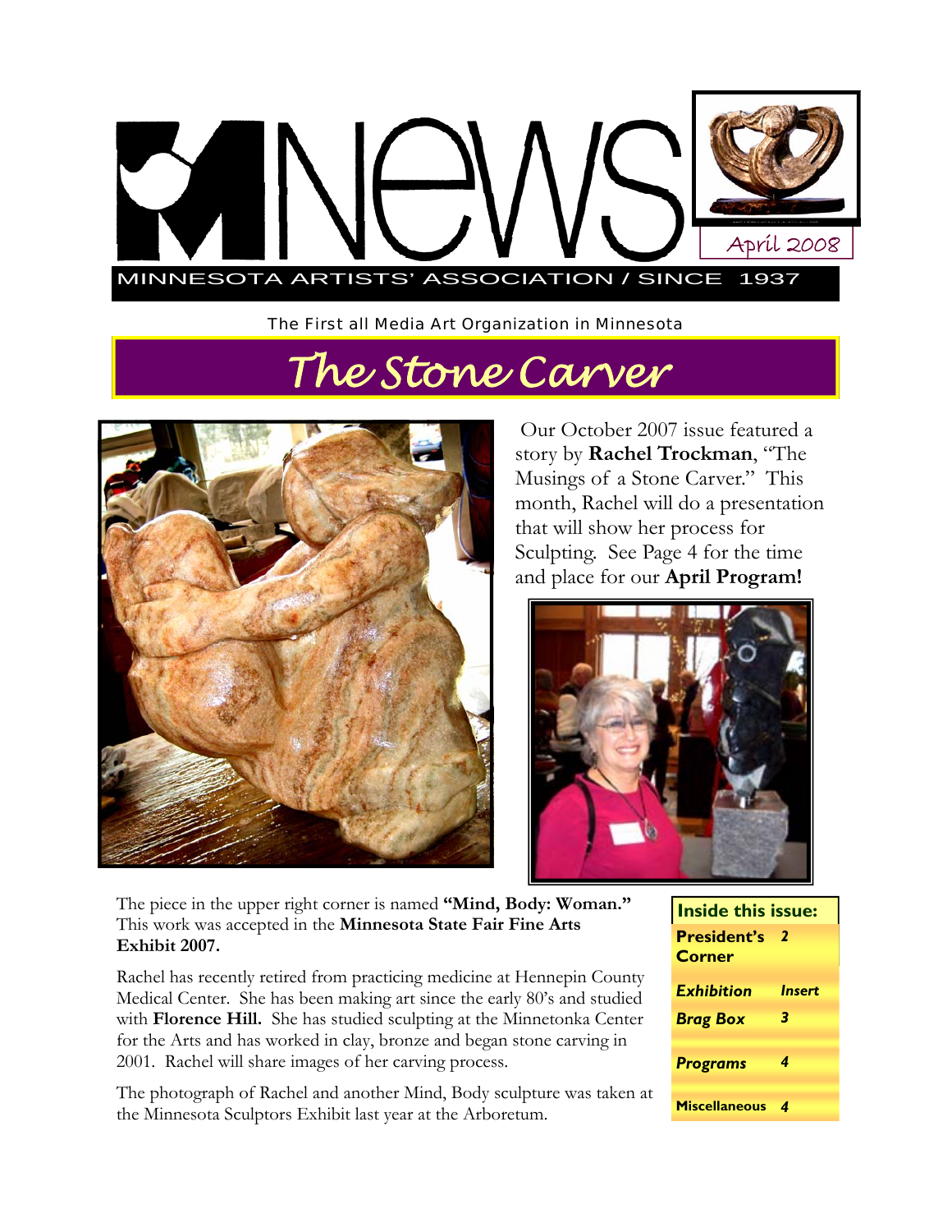# MNEWS

April 2008

MINNESOTA ARTISTS' ASSOCIATION / SINCE 1937

The First all Media Art Organization in Minnesota

## The Stone Carver

Our October 2007 issue featured a story by **Rachel Trockman**, "The Musings of a Stone Carver." This month, Rachel will do a presentation that will show her process for Sculpting. See Page 4 for the time and place for our **April Program!**

The piece in the upper right corner is named **"Mind, Body: Woman."** This work was accepted in the **Minnesota State Fair Fine Arts Exhibit 2007.**

Rachel has recently retired from practicing medicine at Hennepin County Medical Center. She has been making art since the early 80's and studied with **Florence Hill.** She has studied sculpting at the Minnetonka Center for the Arts and has worked in clay, bronze and began stone carving in 2001. Rachel will share images of her carving process.

The photograph of Rachel and another Mind, Body sculpture was taken at the Minnesota Sculptors Exhibit last year at the Arboretum.

| Inside this issue: | |
|---|---|
| **President's Corner** | **2** |
| ***Exhibition*** | ***Insert*** |
| ***Brag Box*** | ***3*** |
| ***Programs*** | ***4*** |
| **Miscellaneous** | ***4*** |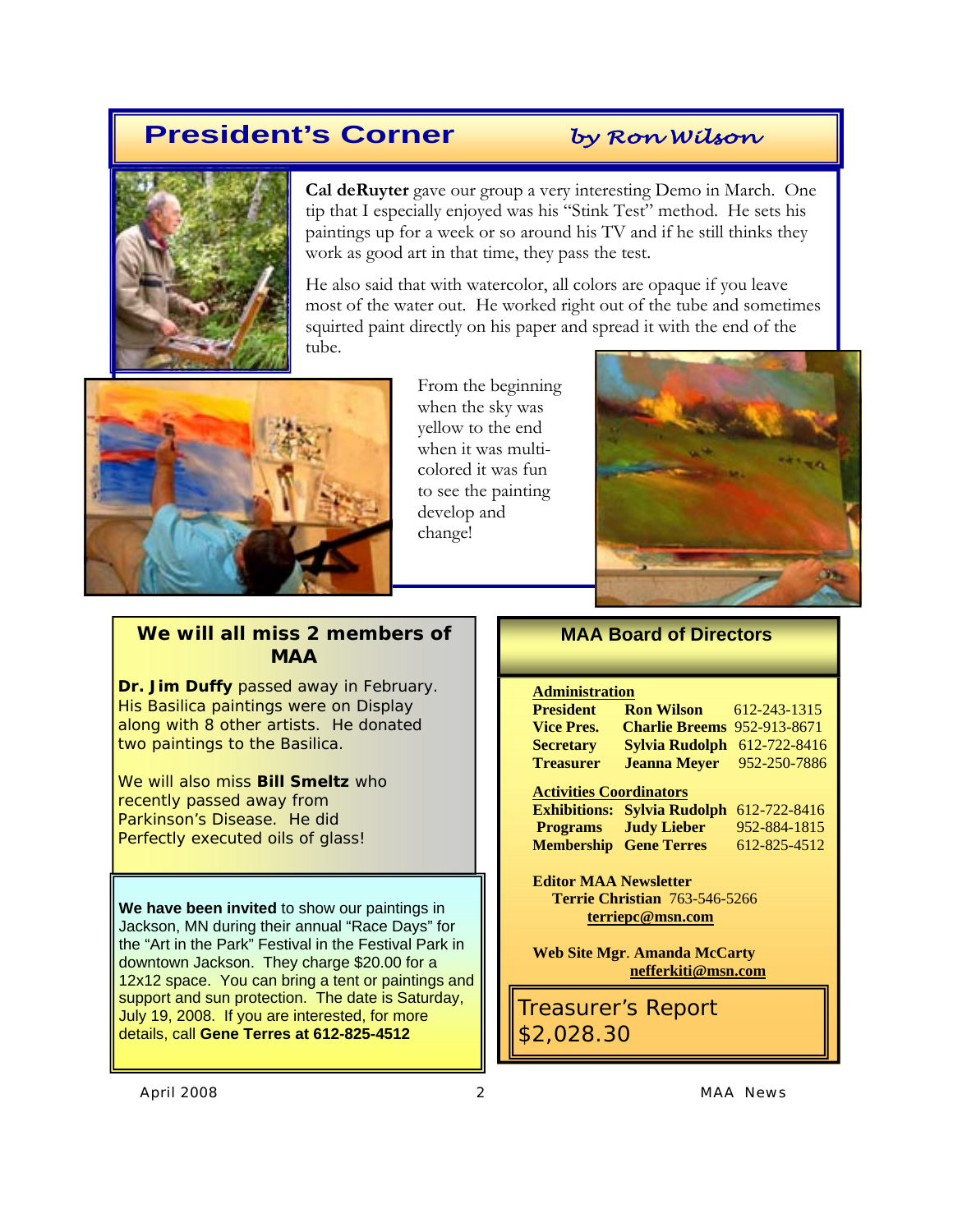## President's Corner *by Ron Wilson*

**Cal deRuyter** gave our group a very interesting Demo in March. One tip that I especially enjoyed was his "Stink Test" method. He sets his paintings up for a week or so around his TV and if he still thinks they work as good art in that time, they pass the test.

He also said that with watercolor, all colors are opaque if you leave most of the water out. He worked right out of the tube and sometimes squirted paint directly on his paper and spread it with the end of the tube.

From the beginning when the sky was yellow to the end when it was multi-colored it was fun to see the painting develop and change!

### We will all miss 2 members of MAA

**Dr. Jim Duffy** passed away in February. His Basilica paintings were on Display along with 8 other artists. He donated two paintings to the Basilica.

We will also miss **Bill Smeltz** who recently passed away from Parkinson's Disease. He did Perfectly executed oils of glass!

**We have been invited** to show our paintings in Jackson, MN during their annual "Race Days" for the "Art in the Park" Festival in the Festival Park in downtown Jackson. They charge $20.00 for a 12x12 space. You can bring a tent or paintings and support and sun protection. The date is Saturday, July 19, 2008. If you are interested, for more details, call **Gene Terres at 612-825-4512**

### MAA Board of Directors

**Administration**

| | | |
|---|---|---|
| **President** | **Ron Wilson** | 612-243-1315 |
| **Vice Pres.** | **Charlie Breems** | 952-913-8671 |
| **Secretary** | **Sylvia Rudolph** | 612-722-8416 |
| **Treasurer** | **Jeanna Meyer** | 952-250-7886 |

**Activities Coordinators**

| | | |
|---|---|---|
| **Exhibitions:** | **Sylvia Rudolph** | 612-722-8416 |
| **Programs** | **Judy Lieber** | 952-884-1815 |
| **Membership** | **Gene Terres** | 612-825-4512 |

**Editor MAA Newsletter**
**Terrie Christian** 763-546-5266
**terriepc@msn.com**

**Web Site Mgr. Amanda McCarty**
**nefferkiti@msn.com**

Treasurer's Report
$2,028.30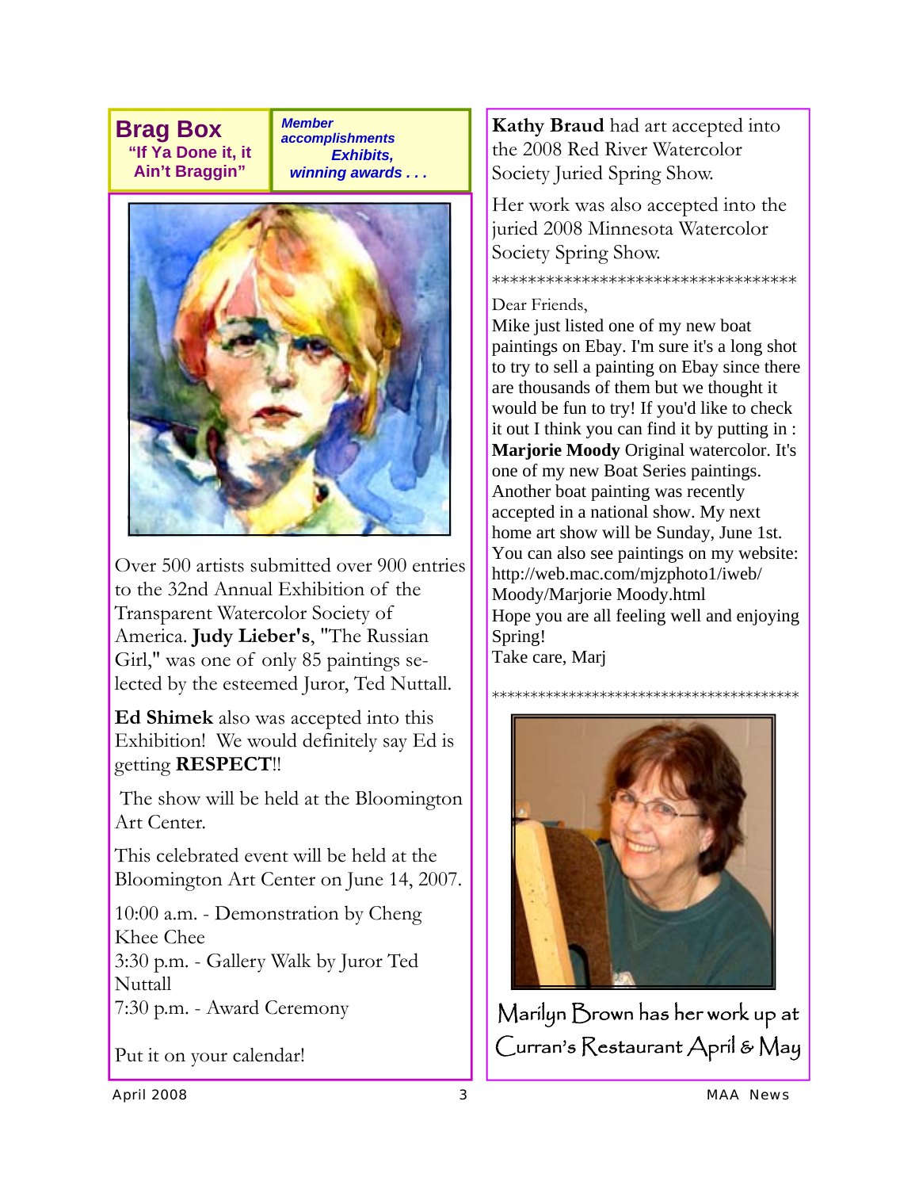## Brag Box

**"If Ya Done it, It Ain't Braggin"**

***Member accomplishments Exhibits, winning awards . . .***

Over 500 artists submitted over 900 entries to the 32nd Annual Exhibition of the Transparent Watercolor Society of America. **Judy Lieber's**, "The Russian Girl," was one of only 85 paintings selected by the esteemed Juror, Ted Nuttall.

**Ed Shimek** also was accepted into this Exhibition! We would definitely say Ed is getting **RESPECT**!!

The show will be held at the Bloomington Art Center.

This celebrated event will be held at the Bloomington Art Center on June 14, 2007.

10:00 a.m. - Demonstration by Cheng Khee Chee
3:30 p.m. - Gallery Walk by Juror Ted Nuttall
7:30 p.m. - Award Ceremony

Put it on your calendar!

**Kathy Braud** had art accepted into the 2008 Red River Watercolor Society Juried Spring Show.

Her work was also accepted into the juried 2008 Minnesota Watercolor Society Spring Show.

\*\*\*\*\*\*\*\*\*\*\*\*\*\*\*\*\*\*\*\*\*\*\*\*\*\*\*\*\*\*\*\*\*\*\*

Dear Friends,
Mike just listed one of my new boat paintings on Ebay. I'm sure it's a long shot to try to sell a painting on Ebay since there are thousands of them but we thought it would be fun to try! If you'd like to check it out I think you can find it by putting in : **Marjorie Moody** Original watercolor. It's one of my new Boat Series paintings. Another boat painting was recently accepted in a national show. My next home art show will be Sunday, June 1st. You can also see paintings on my website: http://web.mac.com/mjzphoto1/iweb/Moody/Marjorie Moody.html
Hope you are all feeling well and enjoying Spring!
Take care, Marj

\*\*\*\*\*\*\*\*\*\*\*\*\*\*\*\*\*\*\*\*\*\*\*\*\*\*\*\*\*\*\*\*\*\*\*\*\*\*\*\*

Marilyn Brown has her work up at Curran's Restaurant April & May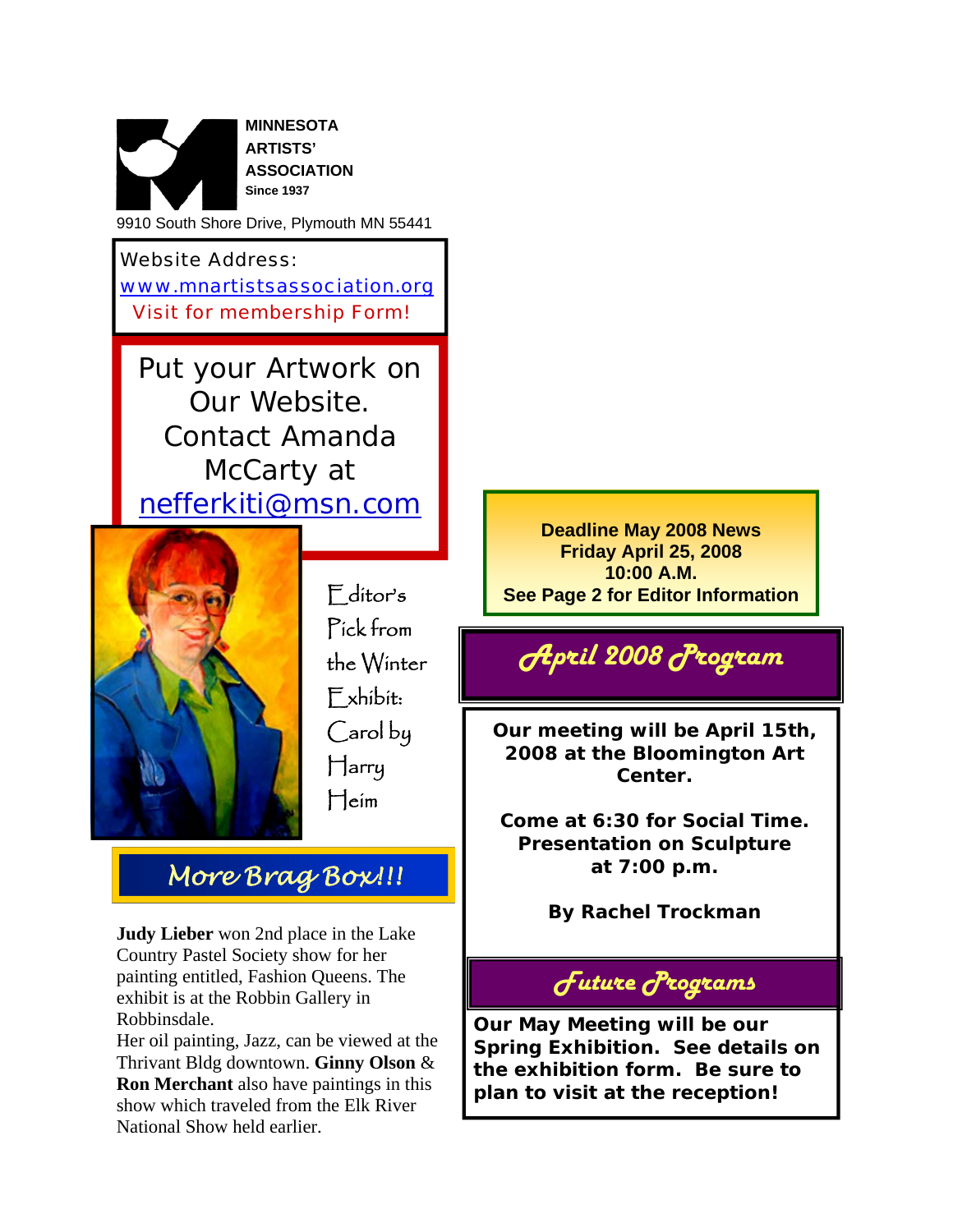**MINNESOTA ARTISTS' ASSOCIATION**
**Since 1937**

9910 South Shore Drive, Plymouth MN 55441

Website Address:
www.mnartistsassociation.org
Visit for membership Form!

Put your Artwork on Our Website. Contact Amanda McCarty at nefferkiti@msn.com

Editor's Pick from the Winter Exhibit: Carol by Harry Heim

## More Brag Box!!!

**Judy Lieber** won 2nd place in the Lake Country Pastel Society show for her painting entitled, Fashion Queens. The exhibit is at the Robbin Gallery in Robbinsdale.

Her oil painting, Jazz, can be viewed at the Thrivant Bldg downtown. **Ginny Olson** & **Ron Merchant** also have paintings in this show which traveled from the Elk River National Show held earlier.

**Deadline May 2008 News**
**Friday April 25, 2008**
**10:00 A.M.**
**See Page 2 for Editor Information**

## April 2008 Program

**Our meeting will be April 15th, 2008 at the Bloomington Art Center.**

**Come at 6:30 for Social Time. Presentation on Sculpture at 7:00 p.m.**

**By Rachel Trockman**

## Future Programs

**Our May Meeting will be our Spring Exhibition. See details on the exhibition form. Be sure to plan to visit at the reception!**